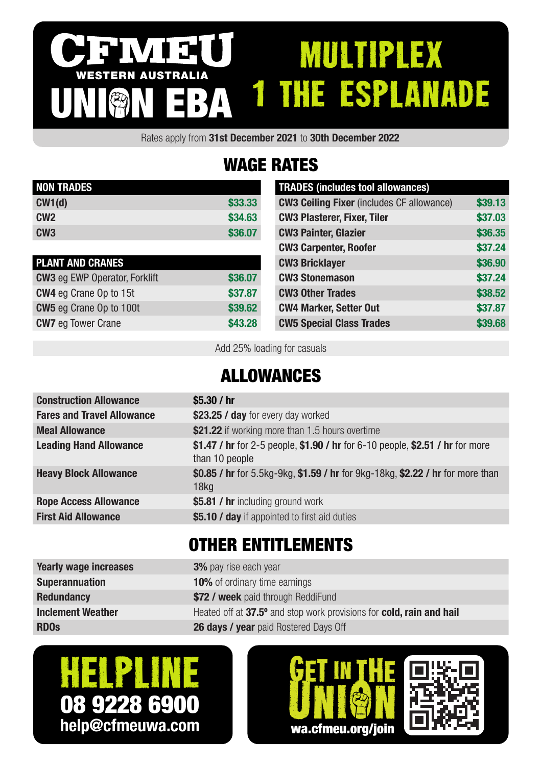# CFMEU WESTERN AUSTRALIA UNION EBA

# MULTIPLEX 1 THE ESPLANADE

Rates apply from **31st December 2021** to **30th December 2022**

## WAGE RATES

| NON TRADES | |
|---|---|
| **CW1(d)** | $33.33 |
| **CW2** | $34.63 |
| **CW3** | $36.07 |

| PLANT AND CRANES | |
|---|---|
| **CW3** eg EWP Operator, Forklift | $36.07 |
| **CW4** eg Crane Op to 15t | $37.87 |
| **CW5** eg Crane Op to 100t | $39.62 |
| **CW7** eg Tower Crane | $43.28 |

| TRADES (includes tool allowances) | |
|---|---|
| **CW3 Ceiling Fixer** (includes CF allowance) | $39.13 |
| **CW3 Plasterer, Fixer, Tiler** | $37.03 |
| **CW3 Painter, Glazier** | $36.35 |
| **CW3 Carpenter, Roofer** | $37.24 |
| **CW3 Bricklayer** | $36.90 |
| **CW3 Stonemason** | $37.24 |
| **CW3 Other Trades** | $38.52 |
| **CW4 Marker, Setter Out** | $37.87 |
| **CW5 Special Class Trades** | $39.68 |

Add 25% loading for casuals

## ALLOWANCES

| | |
|---|---|
| **Construction Allowance** | **$5.30 / hr** |
| **Fares and Travel Allowance** | **$23.25 / day** for every day worked |
| **Meal Allowance** | **$21.22** if working more than 1.5 hours overtime |
| **Leading Hand Allowance** | **$1.47 / hr** for 2-5 people, **$1.90 / hr** for 6-10 people, **$2.51 / hr** for more than 10 people |
| **Heavy Block Allowance** | **$0.85 / hr** for 5.5kg-9kg, **$1.59 / hr** for 9kg-18kg, **$2.22 / hr** for more than 18kg |
| **Rope Access Allowance** | **$5.81 / hr** including ground work |
| **First Aid Allowance** | **$5.10 / day** if appointed to first aid duties |

## OTHER ENTITLEMENTS

| | |
|---|---|
| **Yearly wage increases** | **3%** pay rise each year |
| **Superannuation** | **10%** of ordinary time earnings |
| **Redundancy** | **$72 / week** paid through ReddiFund |
| **Inclement Weather** | Heated off at **37.5º** and stop work provisions for **cold, rain and hail** |
| **RDOs** | **26 days / year** paid Rostered Days Off |

## HELPLINE

**08 9228 6900**

**help@cfmeuwa.com**

## GET IN THE UNION

**wa.cfmeu.org/join**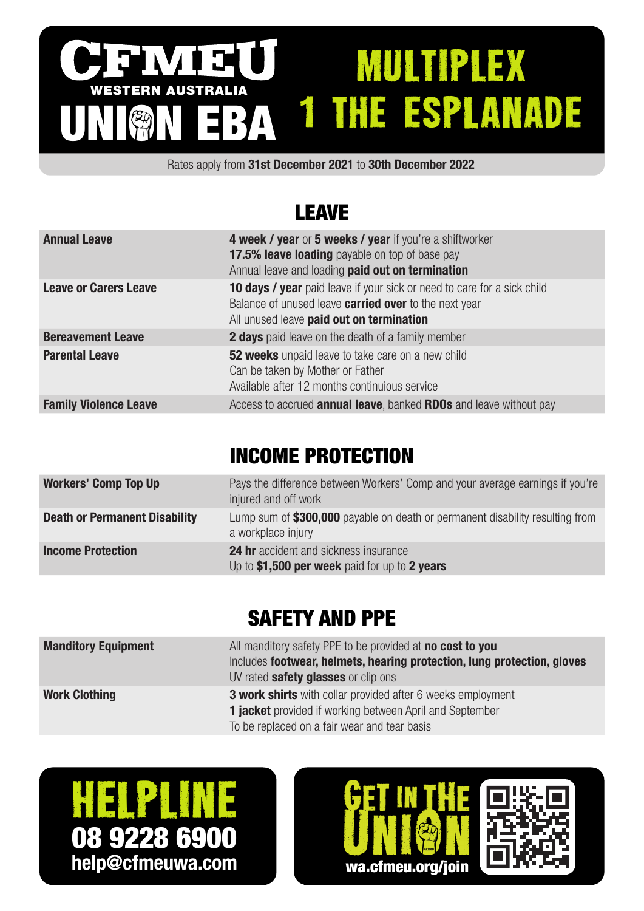# CFMEU WESTERN AUSTRALIA UNION EBA

# MULTIPLEX 1 THE ESPLANADE

Rates apply from **31st December 2021** to **30th December 2022**

## LEAVE

| | |
|---|---|
| **Annual Leave** | **4 week / year** or **5 weeks / year** if you're a shiftworker<br>**17.5% leave loading** payable on top of base pay<br>Annual leave and loading **paid out on termination** |
| **Leave or Carers Leave** | **10 days / year** paid leave if your sick or need to care for a sick child<br>Balance of unused leave **carried over** to the next year<br>All unused leave **paid out on termination** |
| **Bereavement Leave** | **2 days** paid leave on the death of a family member |
| **Parental Leave** | **52 weeks** unpaid leave to take care on a new child<br>Can be taken by Mother or Father<br>Available after 12 months continuious service |
| **Family Violence Leave** | Access to accrued **annual leave**, banked **RDOs** and leave without pay |

## INCOME PROTECTION

| | |
|---|---|
| **Workers' Comp Top Up** | Pays the difference between Workers' Comp and your average earnings if you're injured and off work |
| **Death or Permanent Disability** | Lump sum of **$300,000** payable on death or permanent disability resulting from a workplace injury |
| **Income Protection** | **24 hr** accident and sickness insurance<br>Up to **$1,500 per week** paid for up to **2 years** |

## SAFETY AND PPE

| | |
|---|---|
| **Manditory Equipment** | All manditory safety PPE to be provided at **no cost to you**<br>Includes **footwear, helmets, hearing protection, lung protection, gloves**<br>UV rated **safety glasses** or clip ons |
| **Work Clothing** | **3 work shirts** with collar provided after 6 weeks employment<br>**1 jacket** provided if working between April and September<br>To be replaced on a fair wear and tear basis |

**HELPLINE**
**08 9228 6900**
**help@cfmeuwa.com**

**GET IN THE UNION**
**wa.cfmeu.org/join**